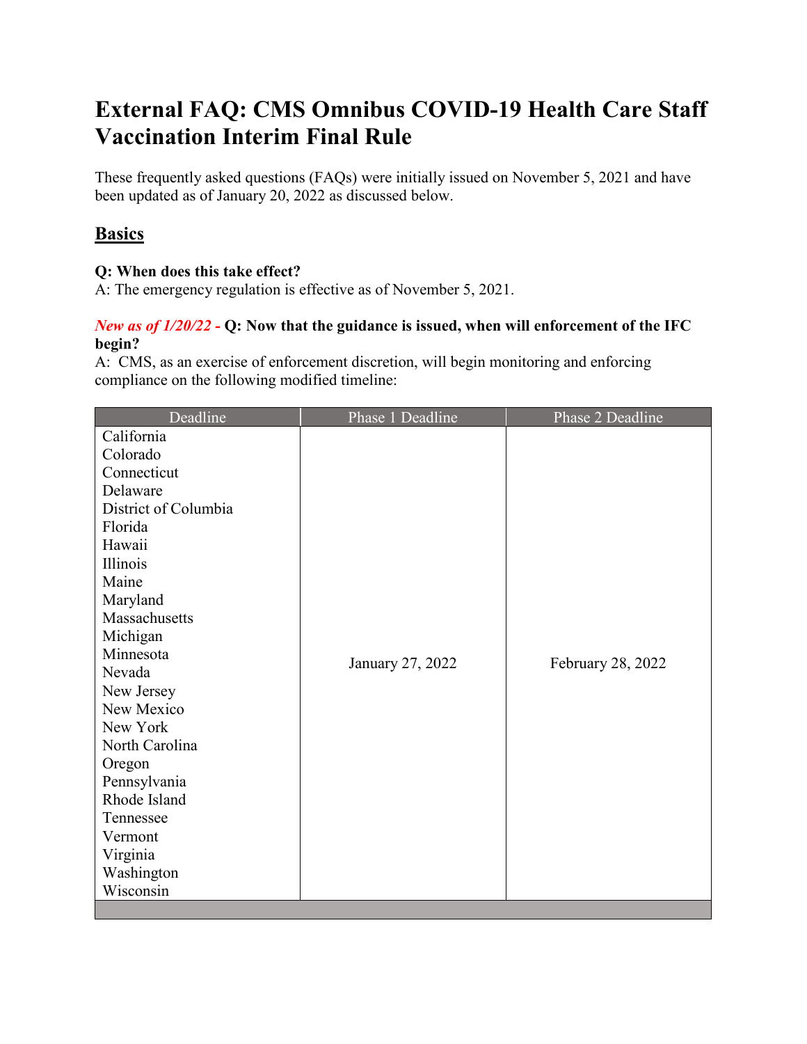# External FAQ: CMS Omnibus COVID-19 Health Care Staff Vaccination Interim Final Rule

These frequently asked questions (FAQs) were initially issued on November 5, 2021 and have been updated as of January 20, 2022 as discussed below.

## Basics

**Q: When does this take effect?**
A: The emergency regulation is effective as of November 5, 2021.

*New as of 1/20/22* - **Q: Now that the guidance is issued, when will enforcement of the IFC begin?**
A: CMS, as an exercise of enforcement discretion, will begin monitoring and enforcing compliance on the following modified timeline:

| Deadline | Phase 1 Deadline | Phase 2 Deadline |
|---|---|---|
| California<br>Colorado<br>Connecticut<br>Delaware<br>District of Columbia<br>Florida<br>Hawaii<br>Illinois<br>Maine<br>Maryland<br>Massachusetts<br>Michigan<br>Minnesota<br>Nevada<br>New Jersey<br>New Mexico<br>New York<br>North Carolina<br>Oregon<br>Pennsylvania<br>Rhode Island<br>Tennessee<br>Vermont<br>Virginia<br>Washington<br>Wisconsin | January 27, 2022 | February 28, 2022 |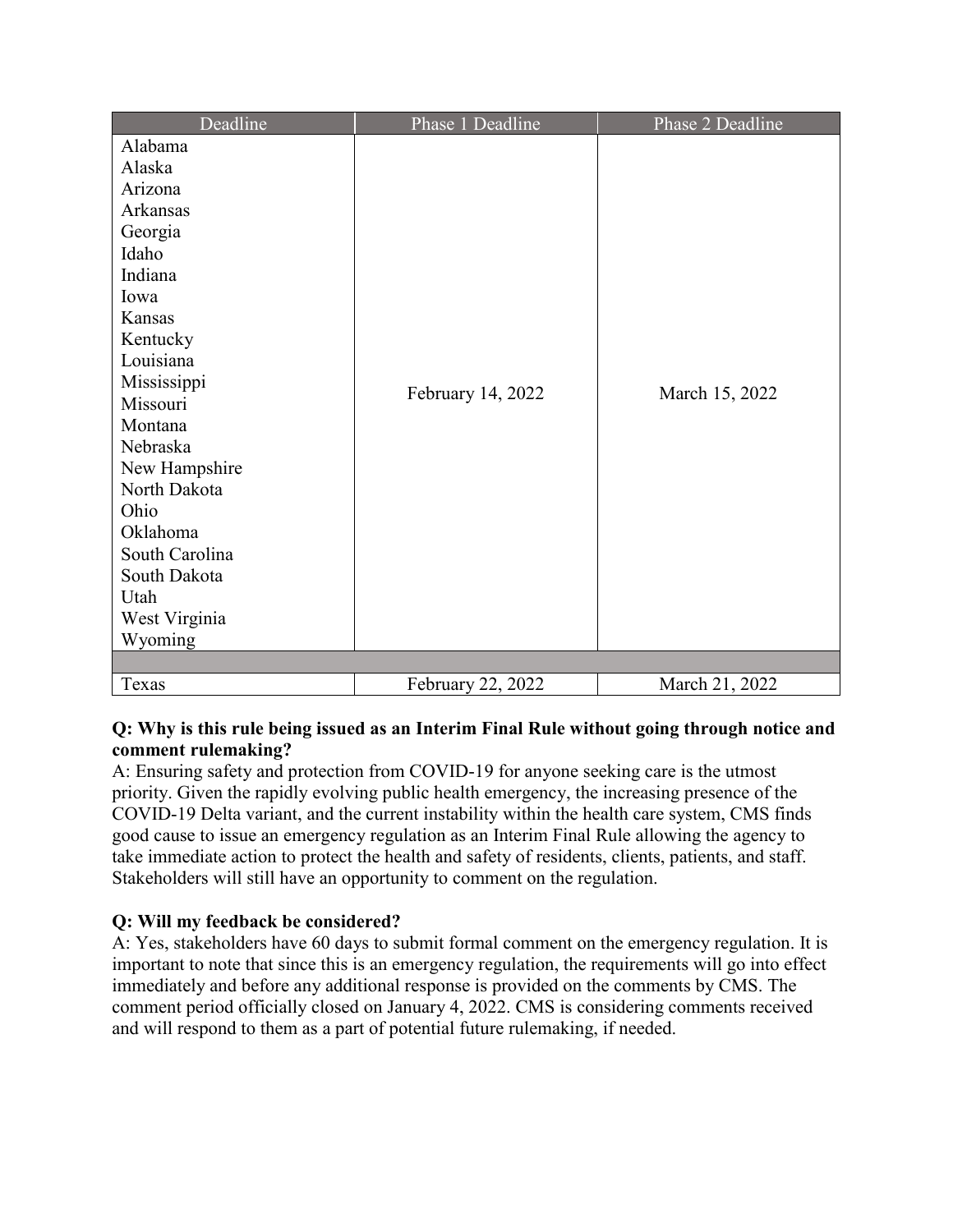| Deadline | Phase 1 Deadline | Phase 2 Deadline |
|---|---|---|
| Alabama<br>Alaska<br>Arizona<br>Arkansas<br>Georgia<br>Idaho<br>Indiana<br>Iowa<br>Kansas<br>Kentucky<br>Louisiana<br>Mississippi<br>Missouri<br>Montana<br>Nebraska<br>New Hampshire<br>North Dakota<br>Ohio<br>Oklahoma<br>South Carolina<br>South Dakota<br>Utah<br>West Virginia<br>Wyoming | February 14, 2022 | March 15, 2022 |
| | | |
| Texas | February 22, 2022 | March 21, 2022 |

**Q: Why is this rule being issued as an Interim Final Rule without going through notice and comment rulemaking?**

A: Ensuring safety and protection from COVID-19 for anyone seeking care is the utmost priority. Given the rapidly evolving public health emergency, the increasing presence of the COVID-19 Delta variant, and the current instability within the health care system, CMS finds good cause to issue an emergency regulation as an Interim Final Rule allowing the agency to take immediate action to protect the health and safety of residents, clients, patients, and staff. Stakeholders will still have an opportunity to comment on the regulation.

**Q: Will my feedback be considered?**

A: Yes, stakeholders have 60 days to submit formal comment on the emergency regulation. It is important to note that since this is an emergency regulation, the requirements will go into effect immediately and before any additional response is provided on the comments by CMS. The comment period officially closed on January 4, 2022. CMS is considering comments received and will respond to them as a part of potential future rulemaking, if needed.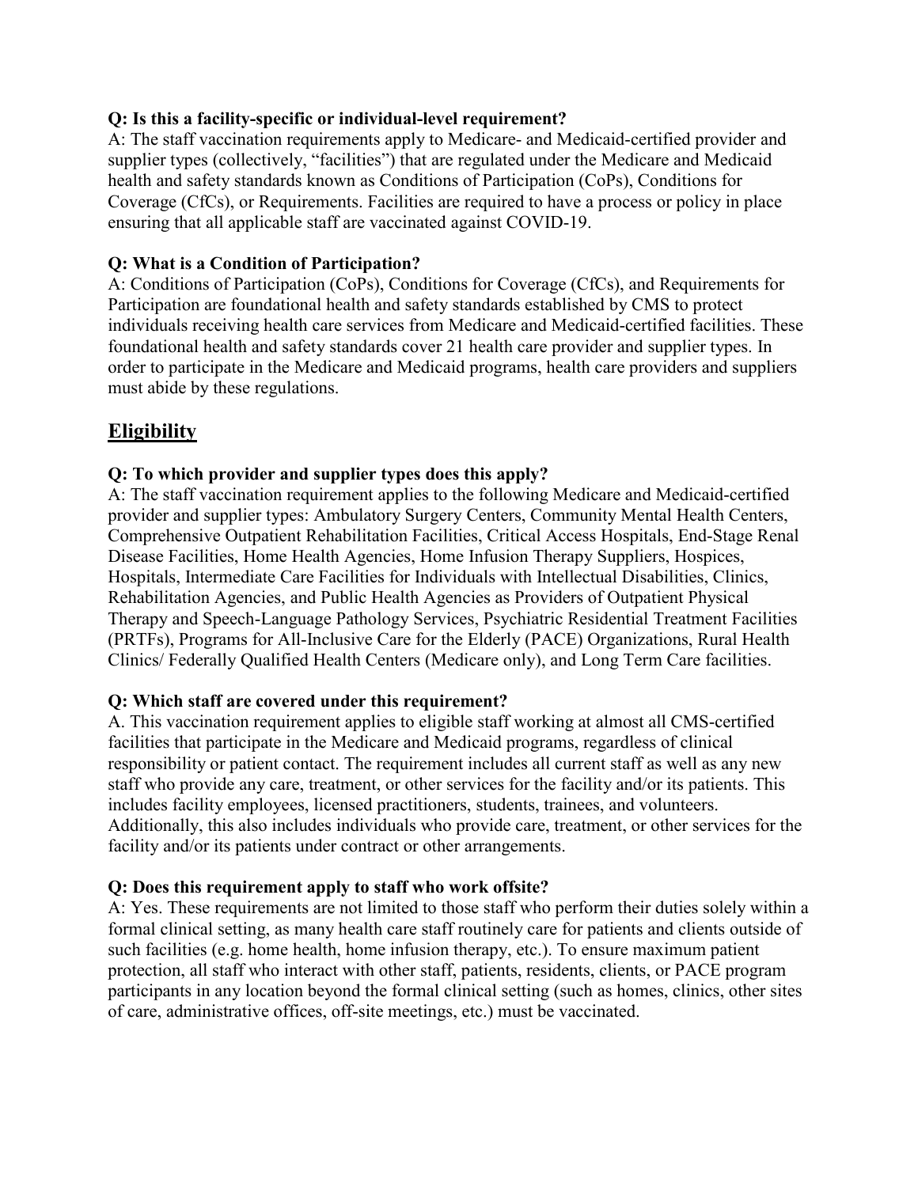**Q: Is this a facility-specific or individual-level requirement?**

A: The staff vaccination requirements apply to Medicare- and Medicaid-certified provider and supplier types (collectively, "facilities") that are regulated under the Medicare and Medicaid health and safety standards known as Conditions of Participation (CoPs), Conditions for Coverage (CfCs), or Requirements. Facilities are required to have a process or policy in place ensuring that all applicable staff are vaccinated against COVID-19.

**Q: What is a Condition of Participation?**

A: Conditions of Participation (CoPs), Conditions for Coverage (CfCs), and Requirements for Participation are foundational health and safety standards established by CMS to protect individuals receiving health care services from Medicare and Medicaid-certified facilities. These foundational health and safety standards cover 21 health care provider and supplier types. In order to participate in the Medicare and Medicaid programs, health care providers and suppliers must abide by these regulations.

## Eligibility

**Q: To which provider and supplier types does this apply?**

A: The staff vaccination requirement applies to the following Medicare and Medicaid-certified provider and supplier types: Ambulatory Surgery Centers, Community Mental Health Centers, Comprehensive Outpatient Rehabilitation Facilities, Critical Access Hospitals, End-Stage Renal Disease Facilities, Home Health Agencies, Home Infusion Therapy Suppliers, Hospices, Hospitals, Intermediate Care Facilities for Individuals with Intellectual Disabilities, Clinics, Rehabilitation Agencies, and Public Health Agencies as Providers of Outpatient Physical Therapy and Speech-Language Pathology Services, Psychiatric Residential Treatment Facilities (PRTFs), Programs for All-Inclusive Care for the Elderly (PACE) Organizations, Rural Health Clinics/ Federally Qualified Health Centers (Medicare only), and Long Term Care facilities.

**Q: Which staff are covered under this requirement?**

A. This vaccination requirement applies to eligible staff working at almost all CMS-certified facilities that participate in the Medicare and Medicaid programs, regardless of clinical responsibility or patient contact. The requirement includes all current staff as well as any new staff who provide any care, treatment, or other services for the facility and/or its patients. This includes facility employees, licensed practitioners, students, trainees, and volunteers. Additionally, this also includes individuals who provide care, treatment, or other services for the facility and/or its patients under contract or other arrangements.

**Q: Does this requirement apply to staff who work offsite?**

A: Yes. These requirements are not limited to those staff who perform their duties solely within a formal clinical setting, as many health care staff routinely care for patients and clients outside of such facilities (e.g. home health, home infusion therapy, etc.). To ensure maximum patient protection, all staff who interact with other staff, patients, residents, clients, or PACE program participants in any location beyond the formal clinical setting (such as homes, clinics, other sites of care, administrative offices, off-site meetings, etc.) must be vaccinated.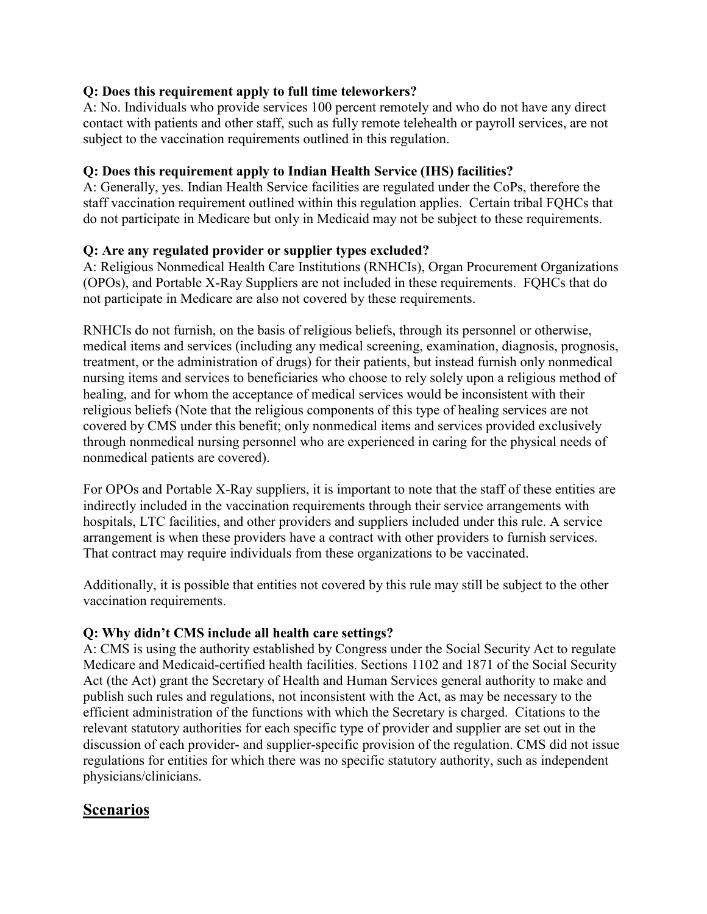**Q: Does this requirement apply to full time teleworkers?**

A: No. Individuals who provide services 100 percent remotely and who do not have any direct contact with patients and other staff, such as fully remote telehealth or payroll services, are not subject to the vaccination requirements outlined in this regulation.

**Q: Does this requirement apply to Indian Health Service (IHS) facilities?**

A: Generally, yes. Indian Health Service facilities are regulated under the CoPs, therefore the staff vaccination requirement outlined within this regulation applies. Certain tribal FQHCs that do not participate in Medicare but only in Medicaid may not be subject to these requirements.

**Q: Are any regulated provider or supplier types excluded?**

A: Religious Nonmedical Health Care Institutions (RNHCIs), Organ Procurement Organizations (OPOs), and Portable X-Ray Suppliers are not included in these requirements. FQHCs that do not participate in Medicare are also not covered by these requirements.

RNHCIs do not furnish, on the basis of religious beliefs, through its personnel or otherwise, medical items and services (including any medical screening, examination, diagnosis, prognosis, treatment, or the administration of drugs) for their patients, but instead furnish only nonmedical nursing items and services to beneficiaries who choose to rely solely upon a religious method of healing, and for whom the acceptance of medical services would be inconsistent with their religious beliefs (Note that the religious components of this type of healing services are not covered by CMS under this benefit; only nonmedical items and services provided exclusively through nonmedical nursing personnel who are experienced in caring for the physical needs of nonmedical patients are covered).

For OPOs and Portable X-Ray suppliers, it is important to note that the staff of these entities are indirectly included in the vaccination requirements through their service arrangements with hospitals, LTC facilities, and other providers and suppliers included under this rule. A service arrangement is when these providers have a contract with other providers to furnish services. That contract may require individuals from these organizations to be vaccinated.

Additionally, it is possible that entities not covered by this rule may still be subject to the other vaccination requirements.

**Q: Why didn't CMS include all health care settings?**

A: CMS is using the authority established by Congress under the Social Security Act to regulate Medicare and Medicaid-certified health facilities. Sections 1102 and 1871 of the Social Security Act (the Act) grant the Secretary of Health and Human Services general authority to make and publish such rules and regulations, not inconsistent with the Act, as may be necessary to the efficient administration of the functions with which the Secretary is charged. Citations to the relevant statutory authorities for each specific type of provider and supplier are set out in the discussion of each provider- and supplier-specific provision of the regulation. CMS did not issue regulations for entities for which there was no specific statutory authority, such as independent physicians/clinicians.

## Scenarios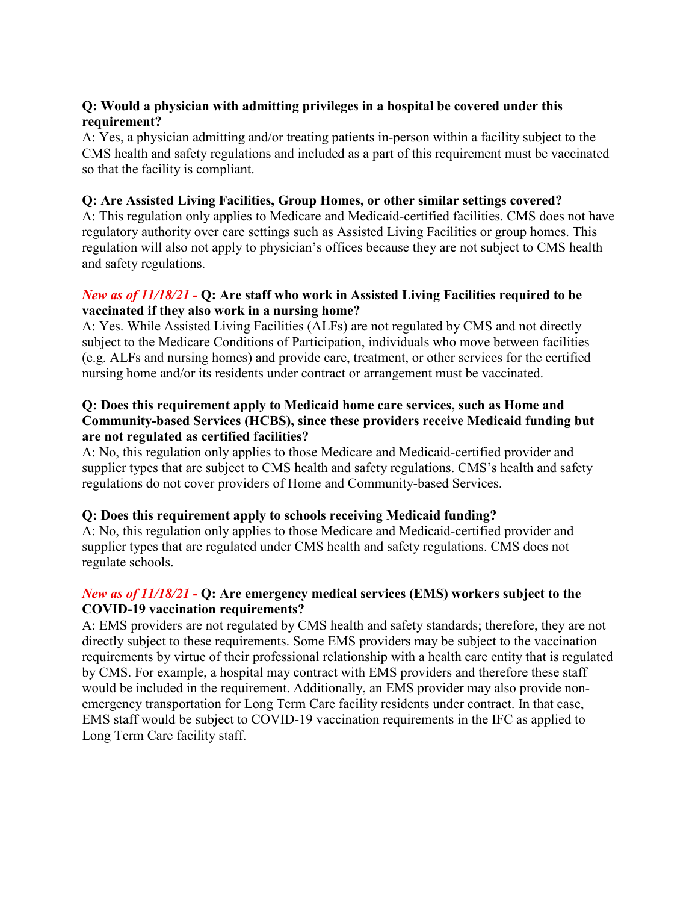**Q: Would a physician with admitting privileges in a hospital be covered under this requirement?**
A: Yes, a physician admitting and/or treating patients in-person within a facility subject to the CMS health and safety regulations and included as a part of this requirement must be vaccinated so that the facility is compliant.

**Q: Are Assisted Living Facilities, Group Homes, or other similar settings covered?**
A: This regulation only applies to Medicare and Medicaid-certified facilities. CMS does not have regulatory authority over care settings such as Assisted Living Facilities or group homes. This regulation will also not apply to physician's offices because they are not subject to CMS health and safety regulations.

*New as of 11/18/21 -* **Q: Are staff who work in Assisted Living Facilities required to be vaccinated if they also work in a nursing home?**
A: Yes. While Assisted Living Facilities (ALFs) are not regulated by CMS and not directly subject to the Medicare Conditions of Participation, individuals who move between facilities (e.g. ALFs and nursing homes) and provide care, treatment, or other services for the certified nursing home and/or its residents under contract or arrangement must be vaccinated.

**Q: Does this requirement apply to Medicaid home care services, such as Home and Community-based Services (HCBS), since these providers receive Medicaid funding but are not regulated as certified facilities?**
A: No, this regulation only applies to those Medicare and Medicaid-certified provider and supplier types that are subject to CMS health and safety regulations. CMS's health and safety regulations do not cover providers of Home and Community-based Services.

**Q: Does this requirement apply to schools receiving Medicaid funding?**
A: No, this regulation only applies to those Medicare and Medicaid-certified provider and supplier types that are regulated under CMS health and safety regulations. CMS does not regulate schools.

*New as of 11/18/21 -* **Q: Are emergency medical services (EMS) workers subject to the COVID-19 vaccination requirements?**
A: EMS providers are not regulated by CMS health and safety standards; therefore, they are not directly subject to these requirements. Some EMS providers may be subject to the vaccination requirements by virtue of their professional relationship with a health care entity that is regulated by CMS. For example, a hospital may contract with EMS providers and therefore these staff would be included in the requirement. Additionally, an EMS provider may also provide non-emergency transportation for Long Term Care facility residents under contract. In that case, EMS staff would be subject to COVID-19 vaccination requirements in the IFC as applied to Long Term Care facility staff.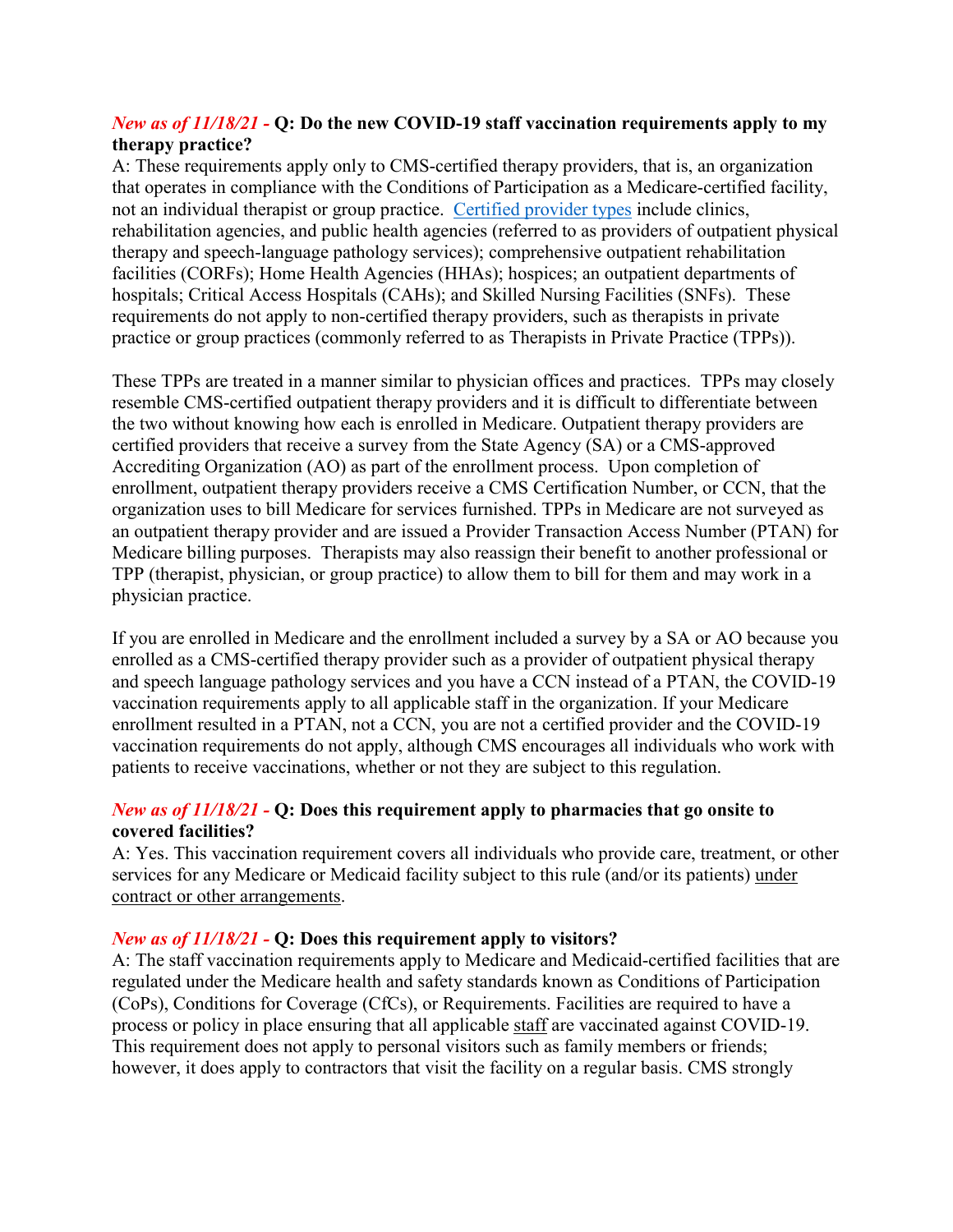***New as of 11/18/21* - Q: Do the new COVID-19 staff vaccination requirements apply to my therapy practice?**

A: These requirements apply only to CMS-certified therapy providers, that is, an organization that operates in compliance with the Conditions of Participation as a Medicare-certified facility, not an individual therapist or group practice. Certified provider types include clinics, rehabilitation agencies, and public health agencies (referred to as providers of outpatient physical therapy and speech-language pathology services); comprehensive outpatient rehabilitation facilities (CORFs); Home Health Agencies (HHAs); hospices; an outpatient departments of hospitals; Critical Access Hospitals (CAHs); and Skilled Nursing Facilities (SNFs). These requirements do not apply to non-certified therapy providers, such as therapists in private practice or group practices (commonly referred to as Therapists in Private Practice (TPPs)).

These TPPs are treated in a manner similar to physician offices and practices. TPPs may closely resemble CMS-certified outpatient therapy providers and it is difficult to differentiate between the two without knowing how each is enrolled in Medicare. Outpatient therapy providers are certified providers that receive a survey from the State Agency (SA) or a CMS-approved Accrediting Organization (AO) as part of the enrollment process. Upon completion of enrollment, outpatient therapy providers receive a CMS Certification Number, or CCN, that the organization uses to bill Medicare for services furnished. TPPs in Medicare are not surveyed as an outpatient therapy provider and are issued a Provider Transaction Access Number (PTAN) for Medicare billing purposes. Therapists may also reassign their benefit to another professional or TPP (therapist, physician, or group practice) to allow them to bill for them and may work in a physician practice.

If you are enrolled in Medicare and the enrollment included a survey by a SA or AO because you enrolled as a CMS-certified therapy provider such as a provider of outpatient physical therapy and speech language pathology services and you have a CCN instead of a PTAN, the COVID-19 vaccination requirements apply to all applicable staff in the organization. If your Medicare enrollment resulted in a PTAN, not a CCN, you are not a certified provider and the COVID-19 vaccination requirements do not apply, although CMS encourages all individuals who work with patients to receive vaccinations, whether or not they are subject to this regulation.

***New as of 11/18/21* - Q: Does this requirement apply to pharmacies that go onsite to covered facilities?**

A: Yes. This vaccination requirement covers all individuals who provide care, treatment, or other services for any Medicare or Medicaid facility subject to this rule (and/or its patients) under contract or other arrangements.

***New as of 11/18/21* - Q: Does this requirement apply to visitors?**

A: The staff vaccination requirements apply to Medicare and Medicaid-certified facilities that are regulated under the Medicare health and safety standards known as Conditions of Participation (CoPs), Conditions for Coverage (CfCs), or Requirements. Facilities are required to have a process or policy in place ensuring that all applicable staff are vaccinated against COVID-19. This requirement does not apply to personal visitors such as family members or friends; however, it does apply to contractors that visit the facility on a regular basis. CMS strongly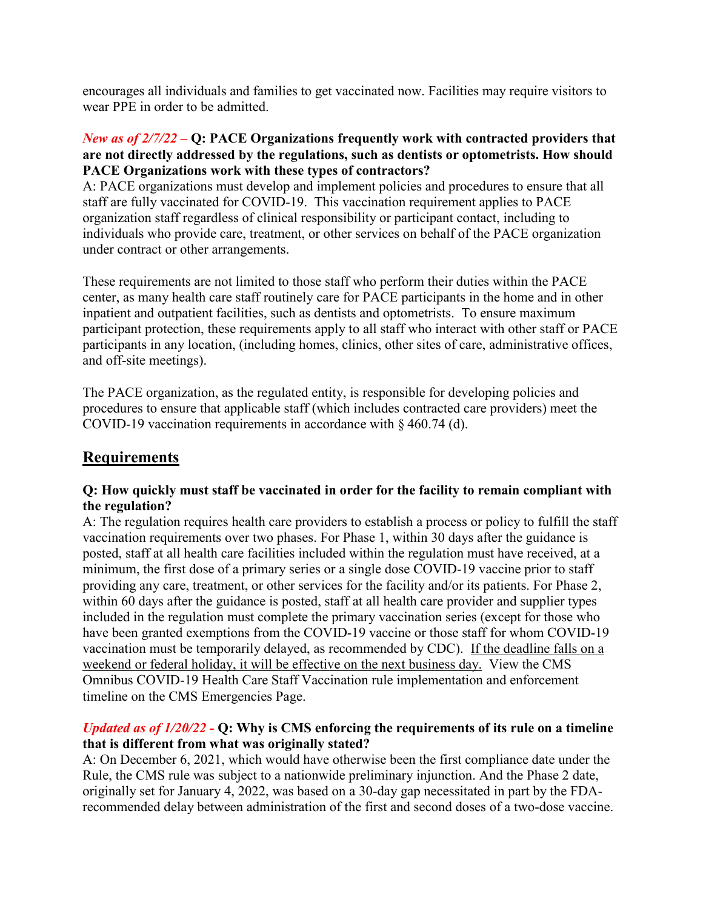encourages all individuals and families to get vaccinated now. Facilities may require visitors to wear PPE in order to be admitted.

***New as of 2/7/22* – Q: PACE Organizations frequently work with contracted providers that are not directly addressed by the regulations, such as dentists or optometrists. How should PACE Organizations work with these types of contractors?**

A: PACE organizations must develop and implement policies and procedures to ensure that all staff are fully vaccinated for COVID-19. This vaccination requirement applies to PACE organization staff regardless of clinical responsibility or participant contact, including to individuals who provide care, treatment, or other services on behalf of the PACE organization under contract or other arrangements.

These requirements are not limited to those staff who perform their duties within the PACE center, as many health care staff routinely care for PACE participants in the home and in other inpatient and outpatient facilities, such as dentists and optometrists. To ensure maximum participant protection, these requirements apply to all staff who interact with other staff or PACE participants in any location, (including homes, clinics, other sites of care, administrative offices, and off-site meetings).

The PACE organization, as the regulated entity, is responsible for developing policies and procedures to ensure that applicable staff (which includes contracted care providers) meet the COVID-19 vaccination requirements in accordance with § 460.74 (d).

## Requirements

**Q: How quickly must staff be vaccinated in order for the facility to remain compliant with the regulation?**

A: The regulation requires health care providers to establish a process or policy to fulfill the staff vaccination requirements over two phases. For Phase 1, within 30 days after the guidance is posted, staff at all health care facilities included within the regulation must have received, at a minimum, the first dose of a primary series or a single dose COVID-19 vaccine prior to staff providing any care, treatment, or other services for the facility and/or its patients. For Phase 2, within 60 days after the guidance is posted, staff at all health care provider and supplier types included in the regulation must complete the primary vaccination series (except for those who have been granted exemptions from the COVID-19 vaccine or those staff for whom COVID-19 vaccination must be temporarily delayed, as recommended by CDC). If the deadline falls on a weekend or federal holiday, it will be effective on the next business day. View the CMS Omnibus COVID-19 Health Care Staff Vaccination rule implementation and enforcement timeline on the CMS Emergencies Page.

***Updated as of 1/20/22* - Q: Why is CMS enforcing the requirements of its rule on a timeline that is different from what was originally stated?**

A: On December 6, 2021, which would have otherwise been the first compliance date under the Rule, the CMS rule was subject to a nationwide preliminary injunction. And the Phase 2 date, originally set for January 4, 2022, was based on a 30-day gap necessitated in part by the FDA-recommended delay between administration of the first and second doses of a two-dose vaccine.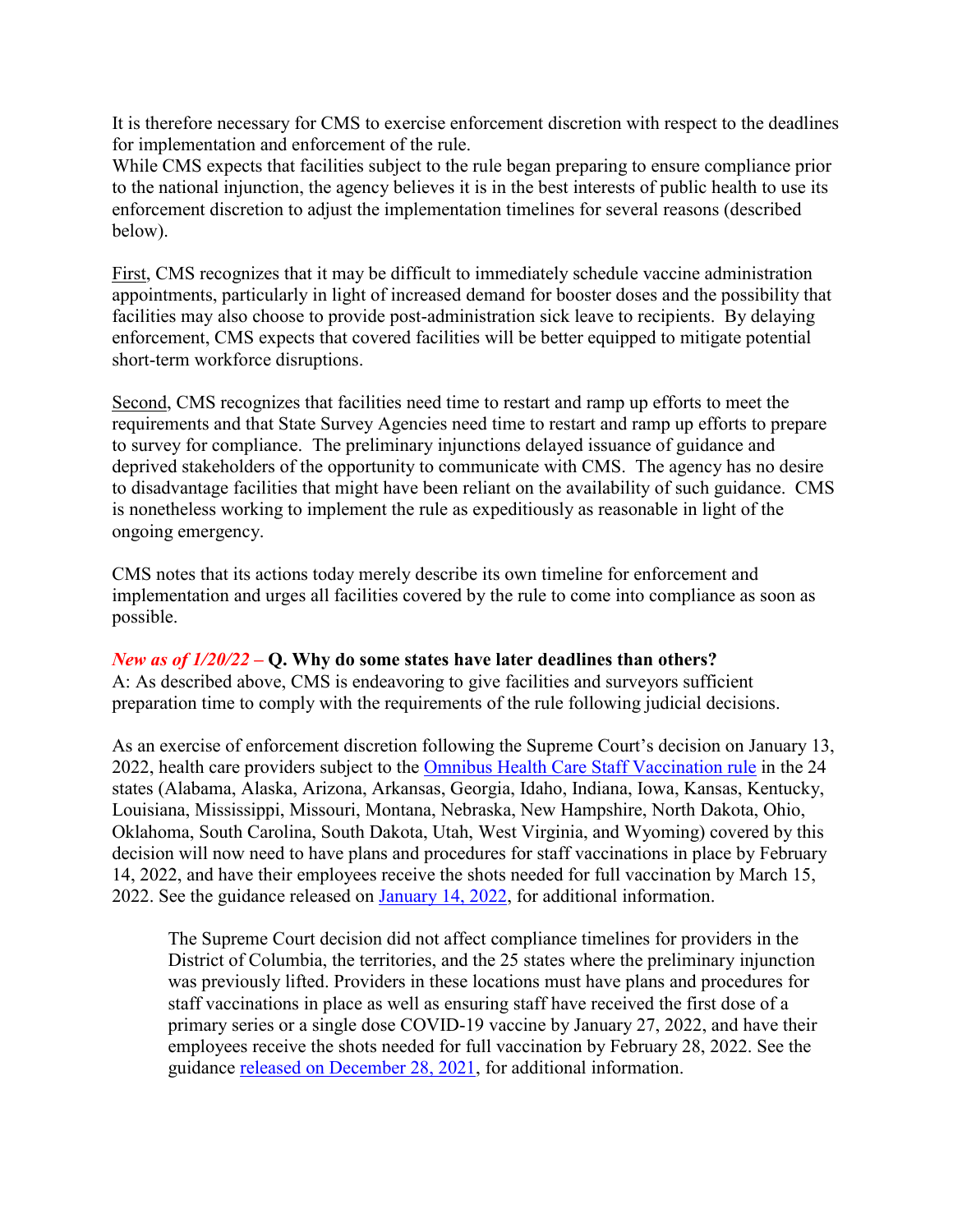It is therefore necessary for CMS to exercise enforcement discretion with respect to the deadlines for implementation and enforcement of the rule.
While CMS expects that facilities subject to the rule began preparing to ensure compliance prior to the national injunction, the agency believes it is in the best interests of public health to use its enforcement discretion to adjust the implementation timelines for several reasons (described below).

First, CMS recognizes that it may be difficult to immediately schedule vaccine administration appointments, particularly in light of increased demand for booster doses and the possibility that facilities may also choose to provide post-administration sick leave to recipients. By delaying enforcement, CMS expects that covered facilities will be better equipped to mitigate potential short-term workforce disruptions.

Second, CMS recognizes that facilities need time to restart and ramp up efforts to meet the requirements and that State Survey Agencies need time to restart and ramp up efforts to prepare to survey for compliance. The preliminary injunctions delayed issuance of guidance and deprived stakeholders of the opportunity to communicate with CMS. The agency has no desire to disadvantage facilities that might have been reliant on the availability of such guidance. CMS is nonetheless working to implement the rule as expeditiously as reasonable in light of the ongoing emergency.

CMS notes that its actions today merely describe its own timeline for enforcement and implementation and urges all facilities covered by the rule to come into compliance as soon as possible.

***New as of 1/20/22* – Q. Why do some states have later deadlines than others?**
A: As described above, CMS is endeavoring to give facilities and surveyors sufficient preparation time to comply with the requirements of the rule following judicial decisions.

As an exercise of enforcement discretion following the Supreme Court's decision on January 13, 2022, health care providers subject to the [Omnibus Health Care Staff Vaccination rule]() in the 24 states (Alabama, Alaska, Arizona, Arkansas, Georgia, Idaho, Indiana, Iowa, Kansas, Kentucky, Louisiana, Mississippi, Missouri, Montana, Nebraska, New Hampshire, North Dakota, Ohio, Oklahoma, South Carolina, South Dakota, Utah, West Virginia, and Wyoming) covered by this decision will now need to have plans and procedures for staff vaccinations in place by February 14, 2022, and have their employees receive the shots needed for full vaccination by March 15, 2022. See the guidance released on [January 14, 2022](), for additional information.

> The Supreme Court decision did not affect compliance timelines for providers in the District of Columbia, the territories, and the 25 states where the preliminary injunction was previously lifted. Providers in these locations must have plans and procedures for staff vaccinations in place as well as ensuring staff have received the first dose of a primary series or a single dose COVID-19 vaccine by January 27, 2022, and have their employees receive the shots needed for full vaccination by February 28, 2022. See the guidance [released on December 28, 2021](), for additional information.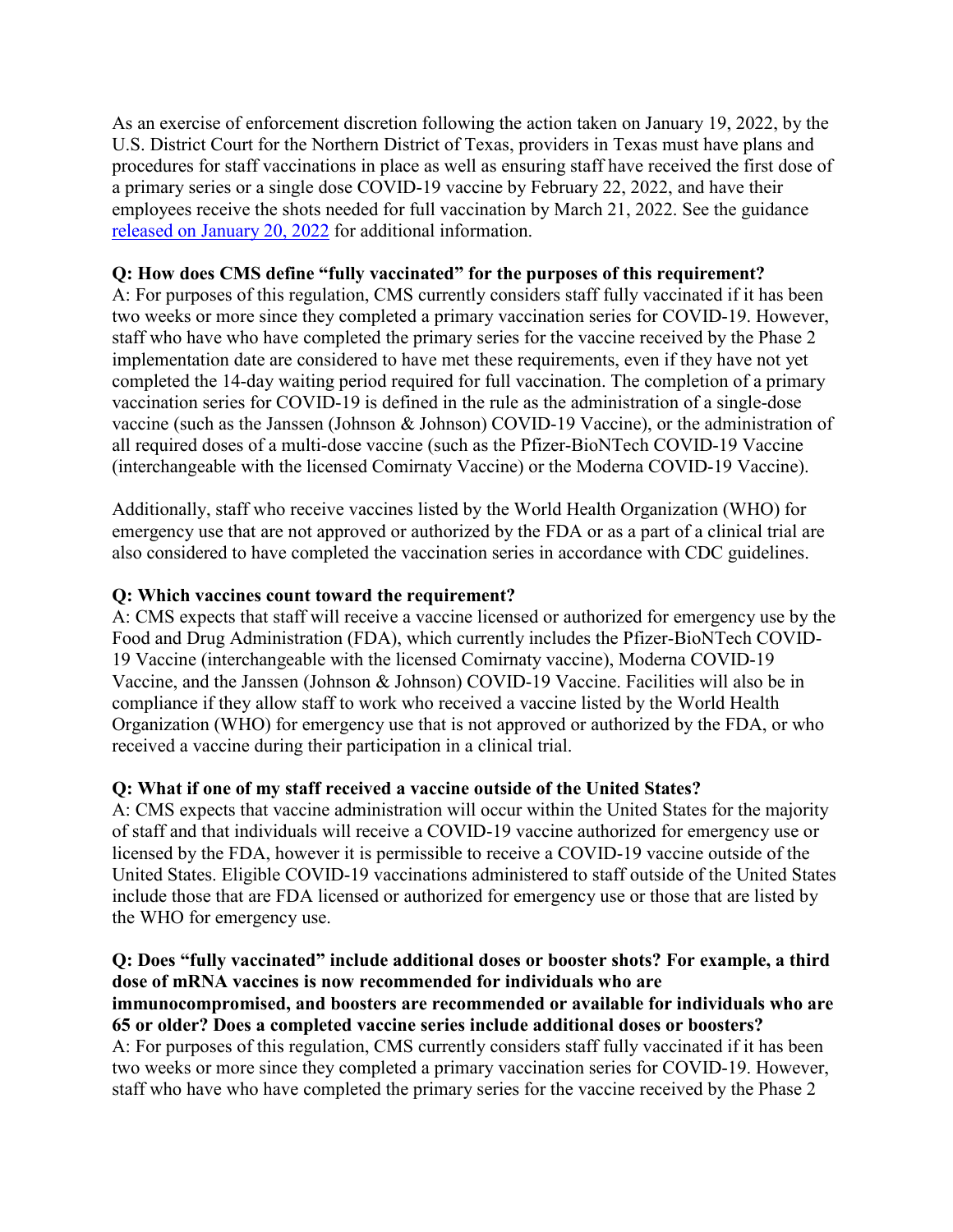As an exercise of enforcement discretion following the action taken on January 19, 2022, by the U.S. District Court for the Northern District of Texas, providers in Texas must have plans and procedures for staff vaccinations in place as well as ensuring staff have received the first dose of a primary series or a single dose COVID-19 vaccine by February 22, 2022, and have their employees receive the shots needed for full vaccination by March 21, 2022. See the guidance [released on January 20, 2022] for additional information.

**Q: How does CMS define "fully vaccinated" for the purposes of this requirement?**
A: For purposes of this regulation, CMS currently considers staff fully vaccinated if it has been two weeks or more since they completed a primary vaccination series for COVID-19. However, staff who have who have completed the primary series for the vaccine received by the Phase 2 implementation date are considered to have met these requirements, even if they have not yet completed the 14-day waiting period required for full vaccination. The completion of a primary vaccination series for COVID-19 is defined in the rule as the administration of a single-dose vaccine (such as the Janssen (Johnson & Johnson) COVID-19 Vaccine), or the administration of all required doses of a multi-dose vaccine (such as the Pfizer-BioNTech COVID-19 Vaccine (interchangeable with the licensed Comirnaty Vaccine) or the Moderna COVID-19 Vaccine).

Additionally, staff who receive vaccines listed by the World Health Organization (WHO) for emergency use that are not approved or authorized by the FDA or as a part of a clinical trial are also considered to have completed the vaccination series in accordance with CDC guidelines.

**Q: Which vaccines count toward the requirement?**
A: CMS expects that staff will receive a vaccine licensed or authorized for emergency use by the Food and Drug Administration (FDA), which currently includes the Pfizer-BioNTech COVID-19 Vaccine (interchangeable with the licensed Comirnaty vaccine), Moderna COVID-19 Vaccine, and the Janssen (Johnson & Johnson) COVID-19 Vaccine. Facilities will also be in compliance if they allow staff to work who received a vaccine listed by the World Health Organization (WHO) for emergency use that is not approved or authorized by the FDA, or who received a vaccine during their participation in a clinical trial.

**Q: What if one of my staff received a vaccine outside of the United States?**
A: CMS expects that vaccine administration will occur within the United States for the majority of staff and that individuals will receive a COVID-19 vaccine authorized for emergency use or licensed by the FDA, however it is permissible to receive a COVID-19 vaccine outside of the United States. Eligible COVID-19 vaccinations administered to staff outside of the United States include those that are FDA licensed or authorized for emergency use or those that are listed by the WHO for emergency use.

**Q: Does "fully vaccinated" include additional doses or booster shots? For example, a third dose of mRNA vaccines is now recommended for individuals who are immunocompromised, and boosters are recommended or available for individuals who are 65 or older? Does a completed vaccine series include additional doses or boosters?**
A: For purposes of this regulation, CMS currently considers staff fully vaccinated if it has been two weeks or more since they completed a primary vaccination series for COVID-19. However, staff who have who have completed the primary series for the vaccine received by the Phase 2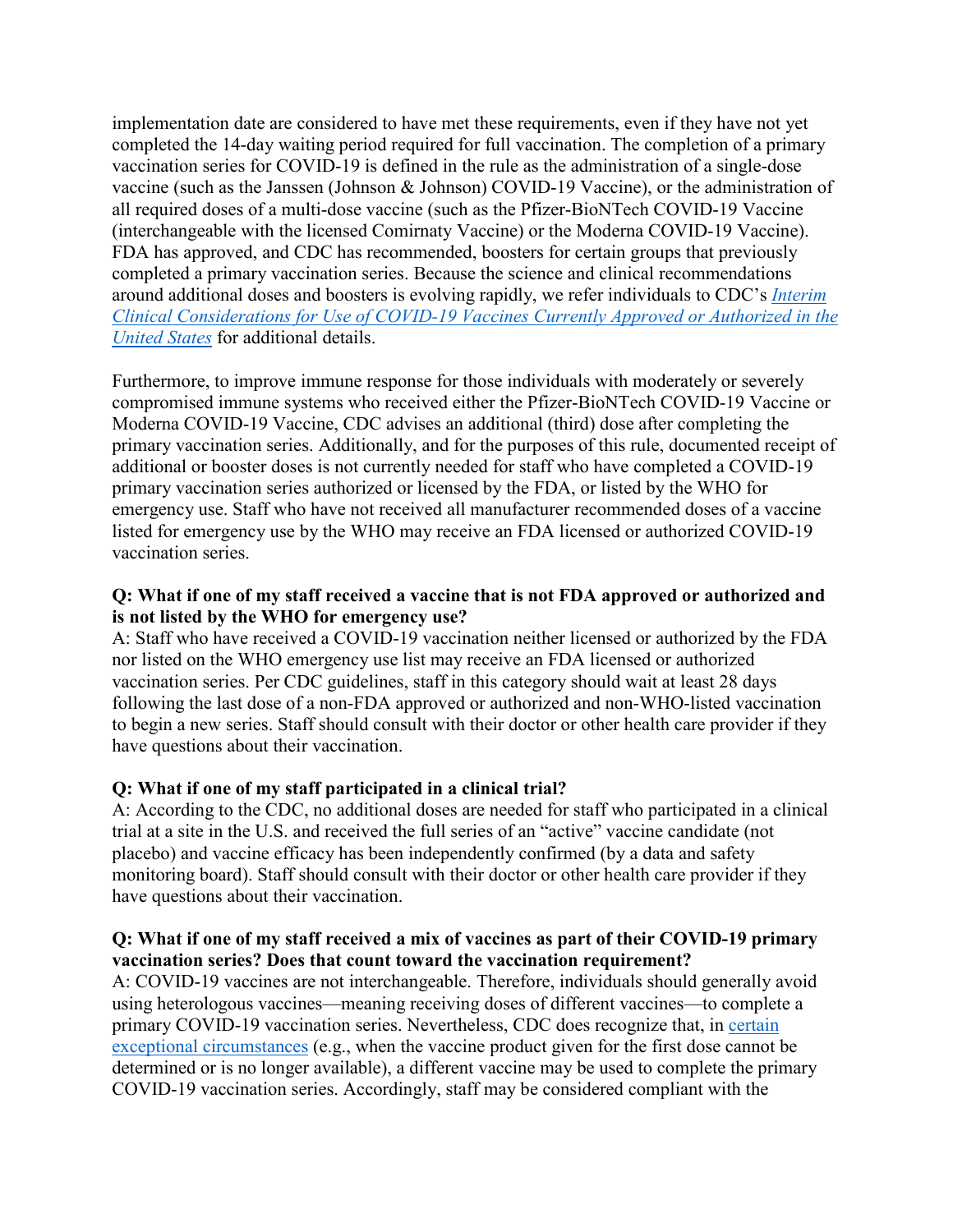implementation date are considered to have met these requirements, even if they have not yet completed the 14-day waiting period required for full vaccination. The completion of a primary vaccination series for COVID-19 is defined in the rule as the administration of a single-dose vaccine (such as the Janssen (Johnson & Johnson) COVID-19 Vaccine), or the administration of all required doses of a multi-dose vaccine (such as the Pfizer-BioNTech COVID-19 Vaccine (interchangeable with the licensed Comirnaty Vaccine) or the Moderna COVID-19 Vaccine). FDA has approved, and CDC has recommended, boosters for certain groups that previously completed a primary vaccination series. Because the science and clinical recommendations around additional doses and boosters is evolving rapidly, we refer individuals to CDC's *Interim Clinical Considerations for Use of COVID-19 Vaccines Currently Approved or Authorized in the United States* for additional details.

Furthermore, to improve immune response for those individuals with moderately or severely compromised immune systems who received either the Pfizer-BioNTech COVID-19 Vaccine or Moderna COVID-19 Vaccine, CDC advises an additional (third) dose after completing the primary vaccination series. Additionally, and for the purposes of this rule, documented receipt of additional or booster doses is not currently needed for staff who have completed a COVID-19 primary vaccination series authorized or licensed by the FDA, or listed by the WHO for emergency use. Staff who have not received all manufacturer recommended doses of a vaccine listed for emergency use by the WHO may receive an FDA licensed or authorized COVID-19 vaccination series.

**Q: What if one of my staff received a vaccine that is not FDA approved or authorized and is not listed by the WHO for emergency use?**
A: Staff who have received a COVID-19 vaccination neither licensed or authorized by the FDA nor listed on the WHO emergency use list may receive an FDA licensed or authorized vaccination series. Per CDC guidelines, staff in this category should wait at least 28 days following the last dose of a non-FDA approved or authorized and non-WHO-listed vaccination to begin a new series. Staff should consult with their doctor or other health care provider if they have questions about their vaccination.

**Q: What if one of my staff participated in a clinical trial?**
A: According to the CDC, no additional doses are needed for staff who participated in a clinical trial at a site in the U.S. and received the full series of an "active" vaccine candidate (not placebo) and vaccine efficacy has been independently confirmed (by a data and safety monitoring board). Staff should consult with their doctor or other health care provider if they have questions about their vaccination.

**Q: What if one of my staff received a mix of vaccines as part of their COVID-19 primary vaccination series? Does that count toward the vaccination requirement?**
A: COVID-19 vaccines are not interchangeable. Therefore, individuals should generally avoid using heterologous vaccines—meaning receiving doses of different vaccines—to complete a primary COVID-19 vaccination series. Nevertheless, CDC does recognize that, in certain exceptional circumstances (e.g., when the vaccine product given for the first dose cannot be determined or is no longer available), a different vaccine may be used to complete the primary COVID-19 vaccination series. Accordingly, staff may be considered compliant with the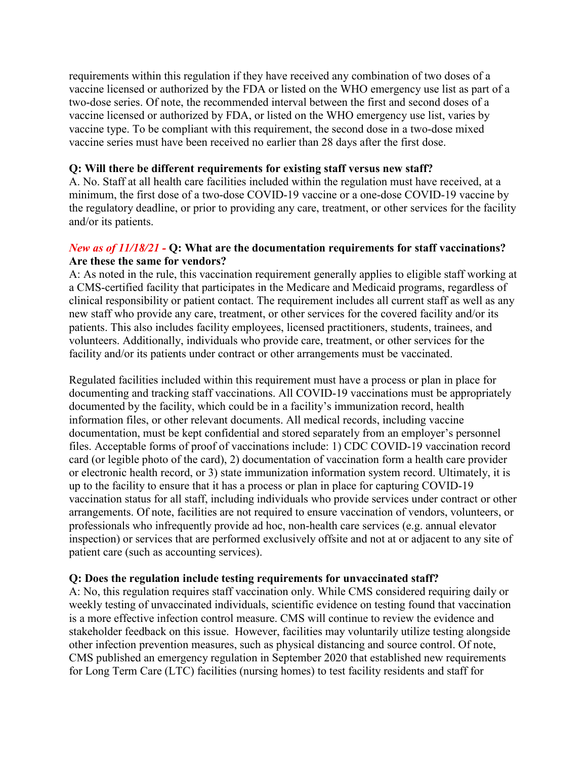requirements within this regulation if they have received any combination of two doses of a vaccine licensed or authorized by the FDA or listed on the WHO emergency use list as part of a two-dose series. Of note, the recommended interval between the first and second doses of a vaccine licensed or authorized by FDA, or listed on the WHO emergency use list, varies by vaccine type. To be compliant with this requirement, the second dose in a two-dose mixed vaccine series must have been received no earlier than 28 days after the first dose.

**Q: Will there be different requirements for existing staff versus new staff?**
A. No. Staff at all health care facilities included within the regulation must have received, at a minimum, the first dose of a two-dose COVID-19 vaccine or a one-dose COVID-19 vaccine by the regulatory deadline, or prior to providing any care, treatment, or other services for the facility and/or its patients.

***New as of 11/18/21 -*** **Q: What are the documentation requirements for staff vaccinations? Are these the same for vendors?**
A: As noted in the rule, this vaccination requirement generally applies to eligible staff working at a CMS-certified facility that participates in the Medicare and Medicaid programs, regardless of clinical responsibility or patient contact. The requirement includes all current staff as well as any new staff who provide any care, treatment, or other services for the covered facility and/or its patients. This also includes facility employees, licensed practitioners, students, trainees, and volunteers. Additionally, individuals who provide care, treatment, or other services for the facility and/or its patients under contract or other arrangements must be vaccinated.

Regulated facilities included within this requirement must have a process or plan in place for documenting and tracking staff vaccinations. All COVID-19 vaccinations must be appropriately documented by the facility, which could be in a facility's immunization record, health information files, or other relevant documents. All medical records, including vaccine documentation, must be kept confidential and stored separately from an employer's personnel files. Acceptable forms of proof of vaccinations include: 1) CDC COVID-19 vaccination record card (or legible photo of the card), 2) documentation of vaccination form a health care provider or electronic health record, or 3) state immunization information system record. Ultimately, it is up to the facility to ensure that it has a process or plan in place for capturing COVID-19 vaccination status for all staff, including individuals who provide services under contract or other arrangements. Of note, facilities are not required to ensure vaccination of vendors, volunteers, or professionals who infrequently provide ad hoc, non-health care services (e.g. annual elevator inspection) or services that are performed exclusively offsite and not at or adjacent to any site of patient care (such as accounting services).

**Q: Does the regulation include testing requirements for unvaccinated staff?**
A: No, this regulation requires staff vaccination only. While CMS considered requiring daily or weekly testing of unvaccinated individuals, scientific evidence on testing found that vaccination is a more effective infection control measure. CMS will continue to review the evidence and stakeholder feedback on this issue. However, facilities may voluntarily utilize testing alongside other infection prevention measures, such as physical distancing and source control. Of note, CMS published an emergency regulation in September 2020 that established new requirements for Long Term Care (LTC) facilities (nursing homes) to test facility residents and staff for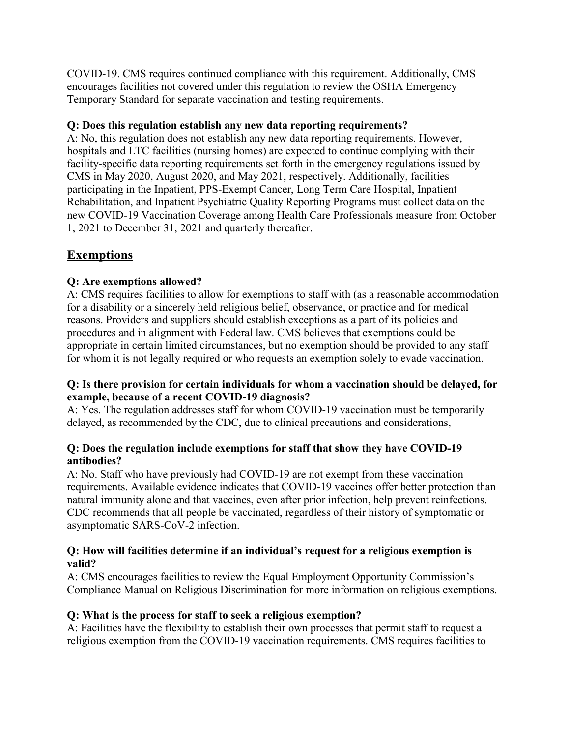COVID-19. CMS requires continued compliance with this requirement. Additionally, CMS encourages facilities not covered under this regulation to review the OSHA Emergency Temporary Standard for separate vaccination and testing requirements.

**Q: Does this regulation establish any new data reporting requirements?**
A: No, this regulation does not establish any new data reporting requirements. However, hospitals and LTC facilities (nursing homes) are expected to continue complying with their facility-specific data reporting requirements set forth in the emergency regulations issued by CMS in May 2020, August 2020, and May 2021, respectively. Additionally, facilities participating in the Inpatient, PPS-Exempt Cancer, Long Term Care Hospital, Inpatient Rehabilitation, and Inpatient Psychiatric Quality Reporting Programs must collect data on the new COVID-19 Vaccination Coverage among Health Care Professionals measure from October 1, 2021 to December 31, 2021 and quarterly thereafter.

## Exemptions

**Q: Are exemptions allowed?**
A: CMS requires facilities to allow for exemptions to staff with (as a reasonable accommodation for a disability or a sincerely held religious belief, observance, or practice and for medical reasons. Providers and suppliers should establish exceptions as a part of its policies and procedures and in alignment with Federal law. CMS believes that exemptions could be appropriate in certain limited circumstances, but no exemption should be provided to any staff for whom it is not legally required or who requests an exemption solely to evade vaccination.

**Q: Is there provision for certain individuals for whom a vaccination should be delayed, for example, because of a recent COVID-19 diagnosis?**
A: Yes. The regulation addresses staff for whom COVID-19 vaccination must be temporarily delayed, as recommended by the CDC, due to clinical precautions and considerations,

**Q: Does the regulation include exemptions for staff that show they have COVID-19 antibodies?**
A: No. Staff who have previously had COVID-19 are not exempt from these vaccination requirements. Available evidence indicates that COVID-19 vaccines offer better protection than natural immunity alone and that vaccines, even after prior infection, help prevent reinfections. CDC recommends that all people be vaccinated, regardless of their history of symptomatic or asymptomatic SARS-CoV-2 infection.

**Q: How will facilities determine if an individual's request for a religious exemption is valid?**
A: CMS encourages facilities to review the Equal Employment Opportunity Commission's Compliance Manual on Religious Discrimination for more information on religious exemptions.

**Q: What is the process for staff to seek a religious exemption?**
A: Facilities have the flexibility to establish their own processes that permit staff to request a religious exemption from the COVID-19 vaccination requirements. CMS requires facilities to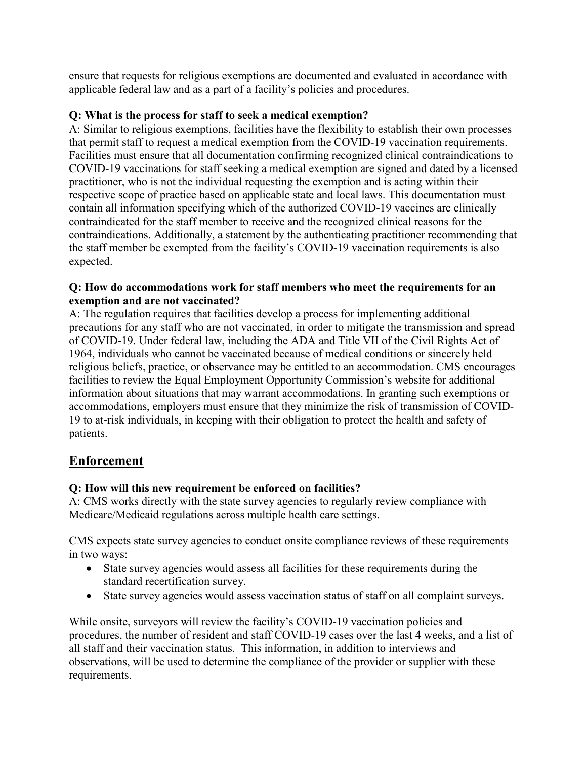ensure that requests for religious exemptions are documented and evaluated in accordance with applicable federal law and as a part of a facility's policies and procedures.

**Q: What is the process for staff to seek a medical exemption?**

A: Similar to religious exemptions, facilities have the flexibility to establish their own processes that permit staff to request a medical exemption from the COVID-19 vaccination requirements. Facilities must ensure that all documentation confirming recognized clinical contraindications to COVID-19 vaccinations for staff seeking a medical exemption are signed and dated by a licensed practitioner, who is not the individual requesting the exemption and is acting within their respective scope of practice based on applicable state and local laws. This documentation must contain all information specifying which of the authorized COVID-19 vaccines are clinically contraindicated for the staff member to receive and the recognized clinical reasons for the contraindications. Additionally, a statement by the authenticating practitioner recommending that the staff member be exempted from the facility's COVID-19 vaccination requirements is also expected.

**Q: How do accommodations work for staff members who meet the requirements for an exemption and are not vaccinated?**

A: The regulation requires that facilities develop a process for implementing additional precautions for any staff who are not vaccinated, in order to mitigate the transmission and spread of COVID-19. Under federal law, including the ADA and Title VII of the Civil Rights Act of 1964, individuals who cannot be vaccinated because of medical conditions or sincerely held religious beliefs, practice, or observance may be entitled to an accommodation. CMS encourages facilities to review the Equal Employment Opportunity Commission's website for additional information about situations that may warrant accommodations. In granting such exemptions or accommodations, employers must ensure that they minimize the risk of transmission of COVID-19 to at-risk individuals, in keeping with their obligation to protect the health and safety of patients.

## Enforcement

**Q: How will this new requirement be enforced on facilities?**

A: CMS works directly with the state survey agencies to regularly review compliance with Medicare/Medicaid regulations across multiple health care settings.

CMS expects state survey agencies to conduct onsite compliance reviews of these requirements in two ways:

- State survey agencies would assess all facilities for these requirements during the standard recertification survey.
- State survey agencies would assess vaccination status of staff on all complaint surveys.

While onsite, surveyors will review the facility's COVID-19 vaccination policies and procedures, the number of resident and staff COVID-19 cases over the last 4 weeks, and a list of all staff and their vaccination status. This information, in addition to interviews and observations, will be used to determine the compliance of the provider or supplier with these requirements.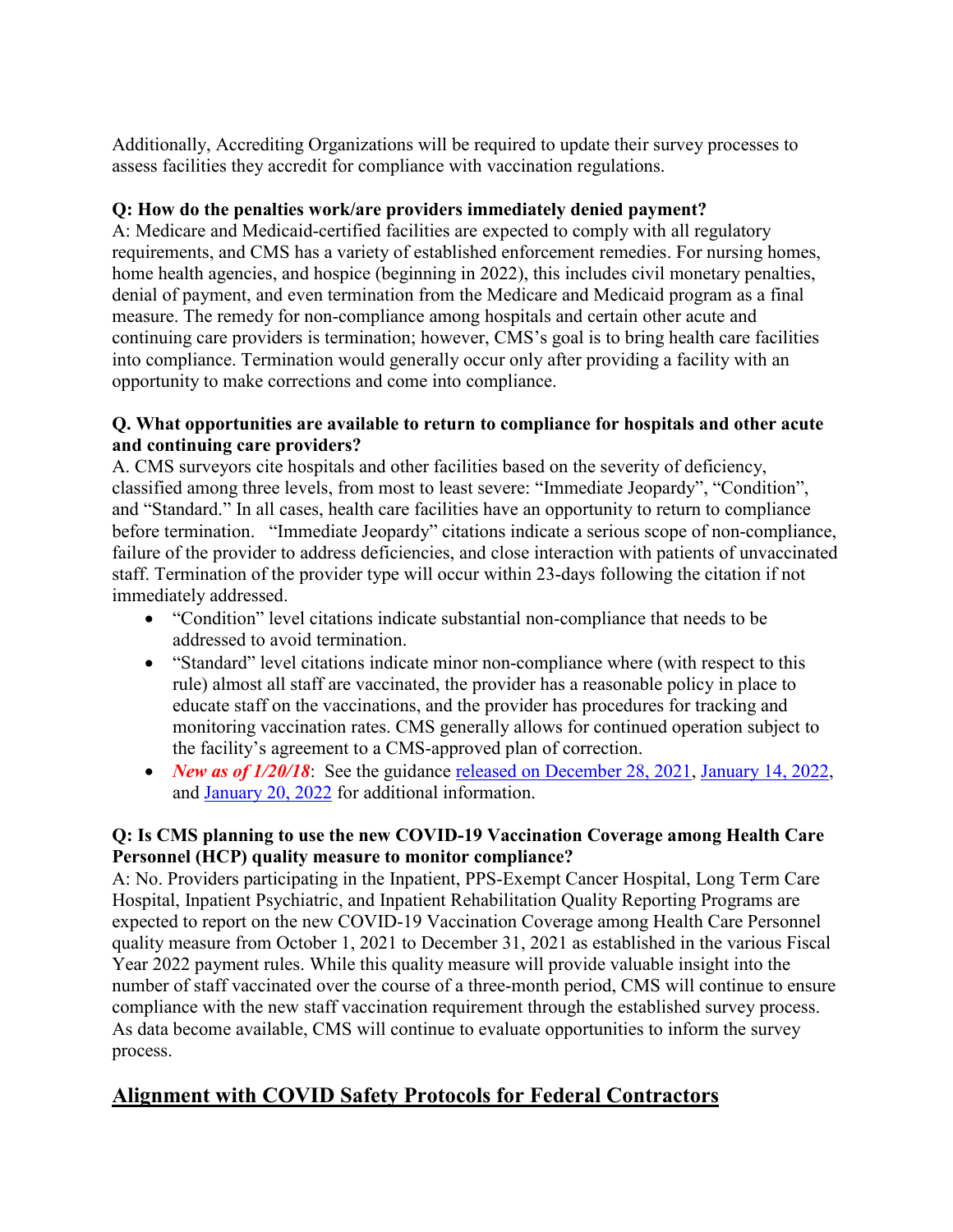Additionally, Accrediting Organizations will be required to update their survey processes to assess facilities they accredit for compliance with vaccination regulations.

**Q: How do the penalties work/are providers immediately denied payment?**
A: Medicare and Medicaid-certified facilities are expected to comply with all regulatory requirements, and CMS has a variety of established enforcement remedies. For nursing homes, home health agencies, and hospice (beginning in 2022), this includes civil monetary penalties, denial of payment, and even termination from the Medicare and Medicaid program as a final measure. The remedy for non-compliance among hospitals and certain other acute and continuing care providers is termination; however, CMS's goal is to bring health care facilities into compliance. Termination would generally occur only after providing a facility with an opportunity to make corrections and come into compliance.

**Q. What opportunities are available to return to compliance for hospitals and other acute and continuing care providers?**
A. CMS surveyors cite hospitals and other facilities based on the severity of deficiency, classified among three levels, from most to least severe: "Immediate Jeopardy", "Condition", and "Standard." In all cases, health care facilities have an opportunity to return to compliance before termination. "Immediate Jeopardy" citations indicate a serious scope of non-compliance, failure of the provider to address deficiencies, and close interaction with patients of unvaccinated staff. Termination of the provider type will occur within 23-days following the citation if not immediately addressed.

- "Condition" level citations indicate substantial non-compliance that needs to be addressed to avoid termination.
- "Standard" level citations indicate minor non-compliance where (with respect to this rule) almost all staff are vaccinated, the provider has a reasonable policy in place to educate staff on the vaccinations, and the provider has procedures for tracking and monitoring vaccination rates. CMS generally allows for continued operation subject to the facility's agreement to a CMS-approved plan of correction.
- ***New as of 1/20/18***: See the guidance released on December 28, 2021, January 14, 2022, and January 20, 2022 for additional information.

**Q: Is CMS planning to use the new COVID-19 Vaccination Coverage among Health Care Personnel (HCP) quality measure to monitor compliance?**
A: No. Providers participating in the Inpatient, PPS-Exempt Cancer Hospital, Long Term Care Hospital, Inpatient Psychiatric, and Inpatient Rehabilitation Quality Reporting Programs are expected to report on the new COVID-19 Vaccination Coverage among Health Care Personnel quality measure from October 1, 2021 to December 31, 2021 as established in the various Fiscal Year 2022 payment rules. While this quality measure will provide valuable insight into the number of staff vaccinated over the course of a three-month period, CMS will continue to ensure compliance with the new staff vaccination requirement through the established survey process. As data become available, CMS will continue to evaluate opportunities to inform the survey process.

## Alignment with COVID Safety Protocols for Federal Contractors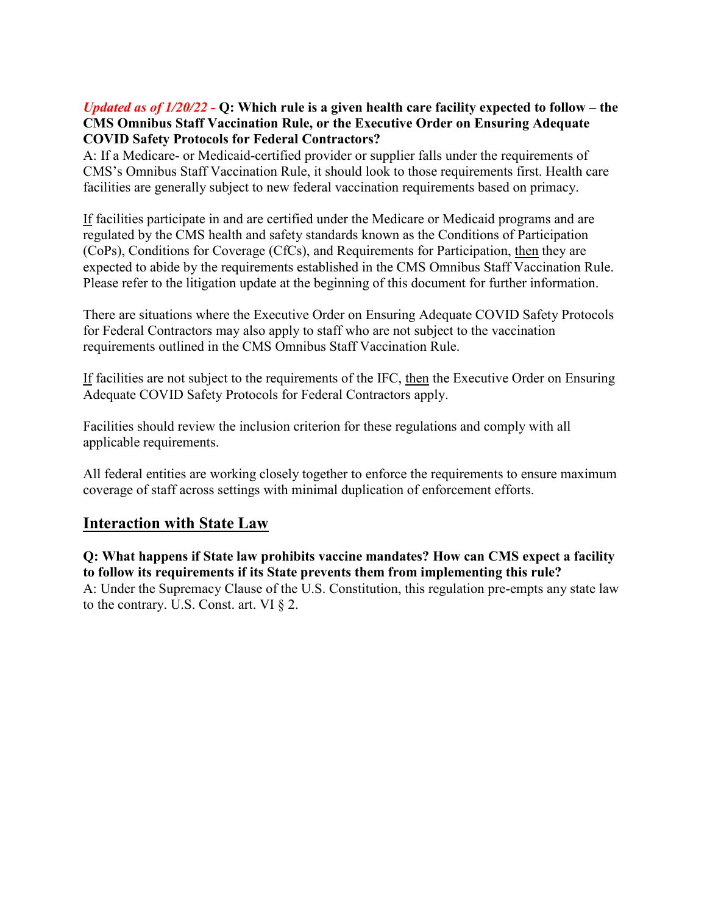*Updated as of 1/20/22 -* **Q: Which rule is a given health care facility expected to follow – the CMS Omnibus Staff Vaccination Rule, or the Executive Order on Ensuring Adequate COVID Safety Protocols for Federal Contractors?**

A: If a Medicare- or Medicaid-certified provider or supplier falls under the requirements of CMS's Omnibus Staff Vaccination Rule, it should look to those requirements first. Health care facilities are generally subject to new federal vaccination requirements based on primacy.

<u>If</u> facilities participate in and are certified under the Medicare or Medicaid programs and are regulated by the CMS health and safety standards known as the Conditions of Participation (CoPs), Conditions for Coverage (CfCs), and Requirements for Participation, <u>then</u> they are expected to abide by the requirements established in the CMS Omnibus Staff Vaccination Rule. Please refer to the litigation update at the beginning of this document for further information.

There are situations where the Executive Order on Ensuring Adequate COVID Safety Protocols for Federal Contractors may also apply to staff who are not subject to the vaccination requirements outlined in the CMS Omnibus Staff Vaccination Rule.

<u>If</u> facilities are not subject to the requirements of the IFC, <u>then</u> the Executive Order on Ensuring Adequate COVID Safety Protocols for Federal Contractors apply.

Facilities should review the inclusion criterion for these regulations and comply with all applicable requirements.

All federal entities are working closely together to enforce the requirements to ensure maximum coverage of staff across settings with minimal duplication of enforcement efforts.

## <u>Interaction with State Law</u>

**Q: What happens if State law prohibits vaccine mandates? How can CMS expect a facility to follow its requirements if its State prevents them from implementing this rule?**

A: Under the Supremacy Clause of the U.S. Constitution, this regulation pre-empts any state law to the contrary. U.S. Const. art. VI § 2.